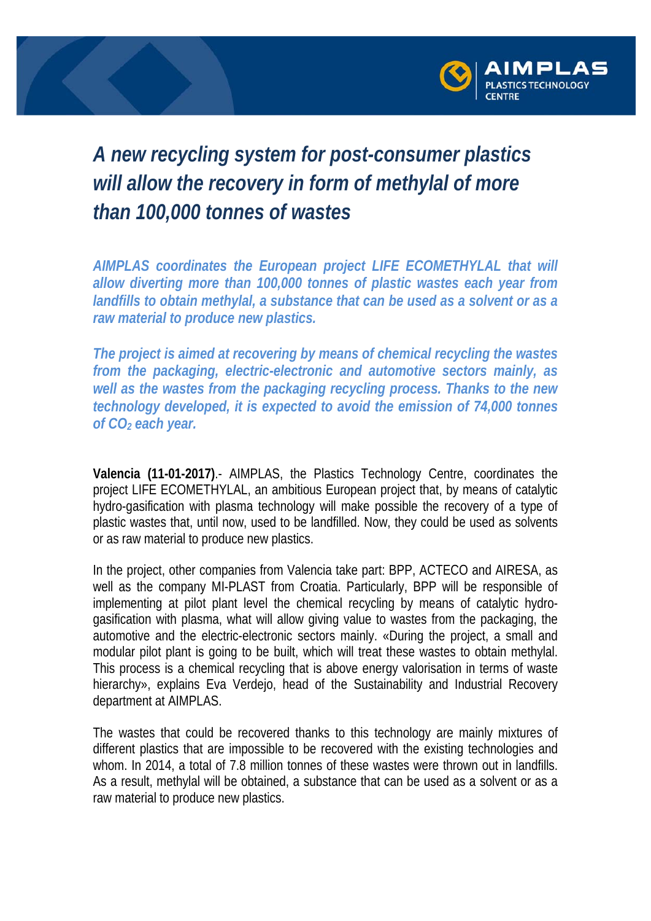# *A new recycling system for post-consumer plastics will allow the recovery in form of methylal of more than 100,000 tonnes of wastes*

***AIMPLAS coordinates the European project LIFE ECOMETHYLAL that will allow diverting more than 100,000 tonnes of plastic wastes each year from landfills to obtain methylal, a substance that can be used as a solvent or as a raw material to produce new plastics.***

***The project is aimed at recovering by means of chemical recycling the wastes from the packaging, electric-electronic and automotive sectors mainly, as well as the wastes from the packaging recycling process. Thanks to the new technology developed, it is expected to avoid the emission of 74,000 tonnes of $CO_2$ each year.***

**Valencia (11-01-2017)**.- AIMPLAS, the Plastics Technology Centre, coordinates the project LIFE ECOMETHYLAL, an ambitious European project that, by means of catalytic hydro-gasification with plasma technology will make possible the recovery of a type of plastic wastes that, until now, used to be landfilled. Now, they could be used as solvents or as raw material to produce new plastics.

In the project, other companies from Valencia take part: BPP, ACTECO and AIRESA, as well as the company MI-PLAST from Croatia. Particularly, BPP will be responsible of implementing at pilot plant level the chemical recycling by means of catalytic hydro-gasification with plasma, what will allow giving value to wastes from the packaging, the automotive and the electric-electronic sectors mainly. «During the project, a small and modular pilot plant is going to be built, which will treat these wastes to obtain methylal. This process is a chemical recycling that is above energy valorisation in terms of waste hierarchy», explains Eva Verdejo, head of the Sustainability and Industrial Recovery department at AIMPLAS.

The wastes that could be recovered thanks to this technology are mainly mixtures of different plastics that are impossible to be recovered with the existing technologies and whom. In 2014, a total of 7.8 million tonnes of these wastes were thrown out in landfills. As a result, methylal will be obtained, a substance that can be used as a solvent or as a raw material to produce new plastics.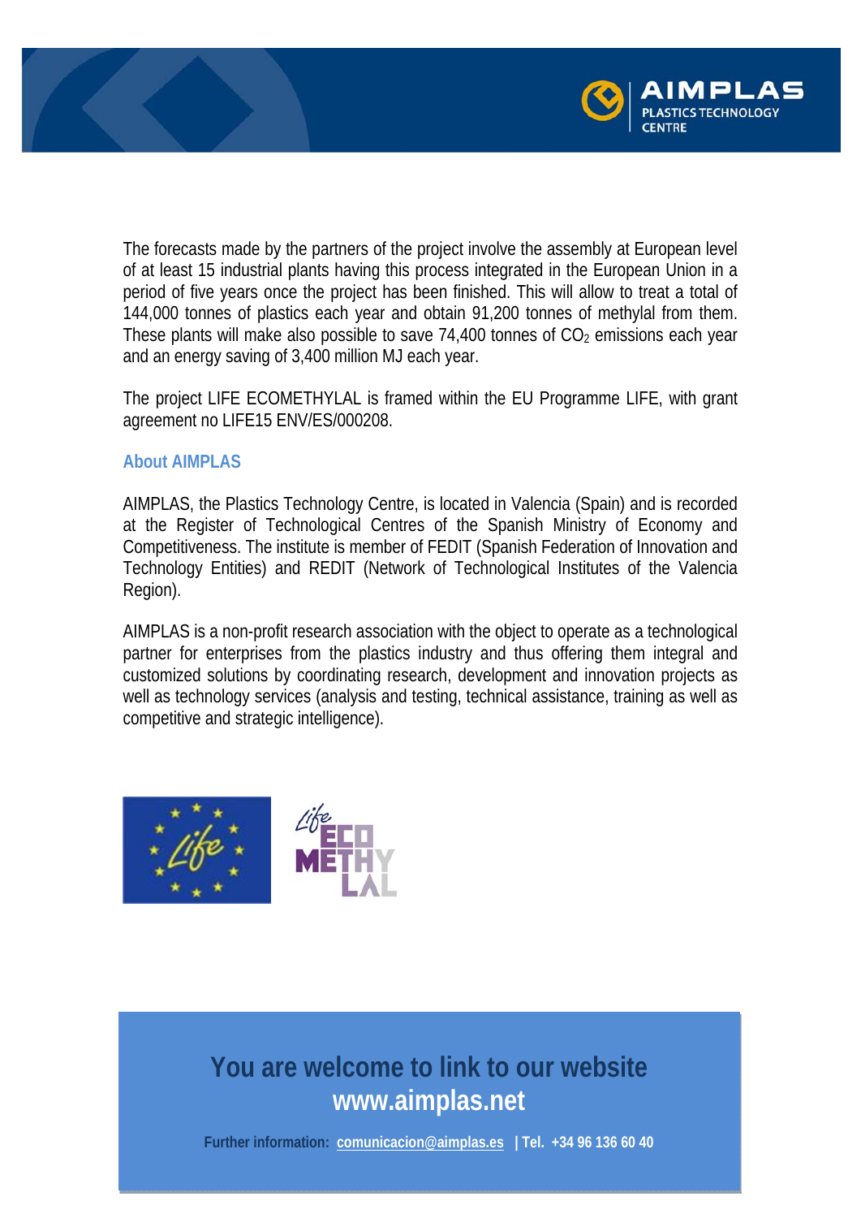The forecasts made by the partners of the project involve the assembly at European level of at least 15 industrial plants having this process integrated in the European Union in a period of five years once the project has been finished. This will allow to treat a total of 144,000 tonnes of plastics each year and obtain 91,200 tonnes of methylal from them. These plants will make also possible to save 74,400 tonnes of $CO_2$ emissions each year and an energy saving of 3,400 million MJ each year.

The project LIFE ECOMETHYLAL is framed within the EU Programme LIFE, with grant agreement no LIFE15 ENV/ES/000208.

### About AIMPLAS

AIMPLAS, the Plastics Technology Centre, is located in Valencia (Spain) and is recorded at the Register of Technological Centres of the Spanish Ministry of Economy and Competitiveness. The institute is member of FEDIT (Spanish Federation of Innovation and Technology Entities) and REDIT (Network of Technological Institutes of the Valencia Region).

AIMPLAS is a non-profit research association with the object to operate as a technological partner for enterprises from the plastics industry and thus offering them integral and customized solutions by coordinating research, development and innovation projects as well as technology services (analysis and testing, technical assistance, training as well as competitive and strategic intelligence).

## You are welcome to link to our website www.aimplas.net

**Further information: comunicacion@aimplas.es | Tel. +34 96 136 60 40**